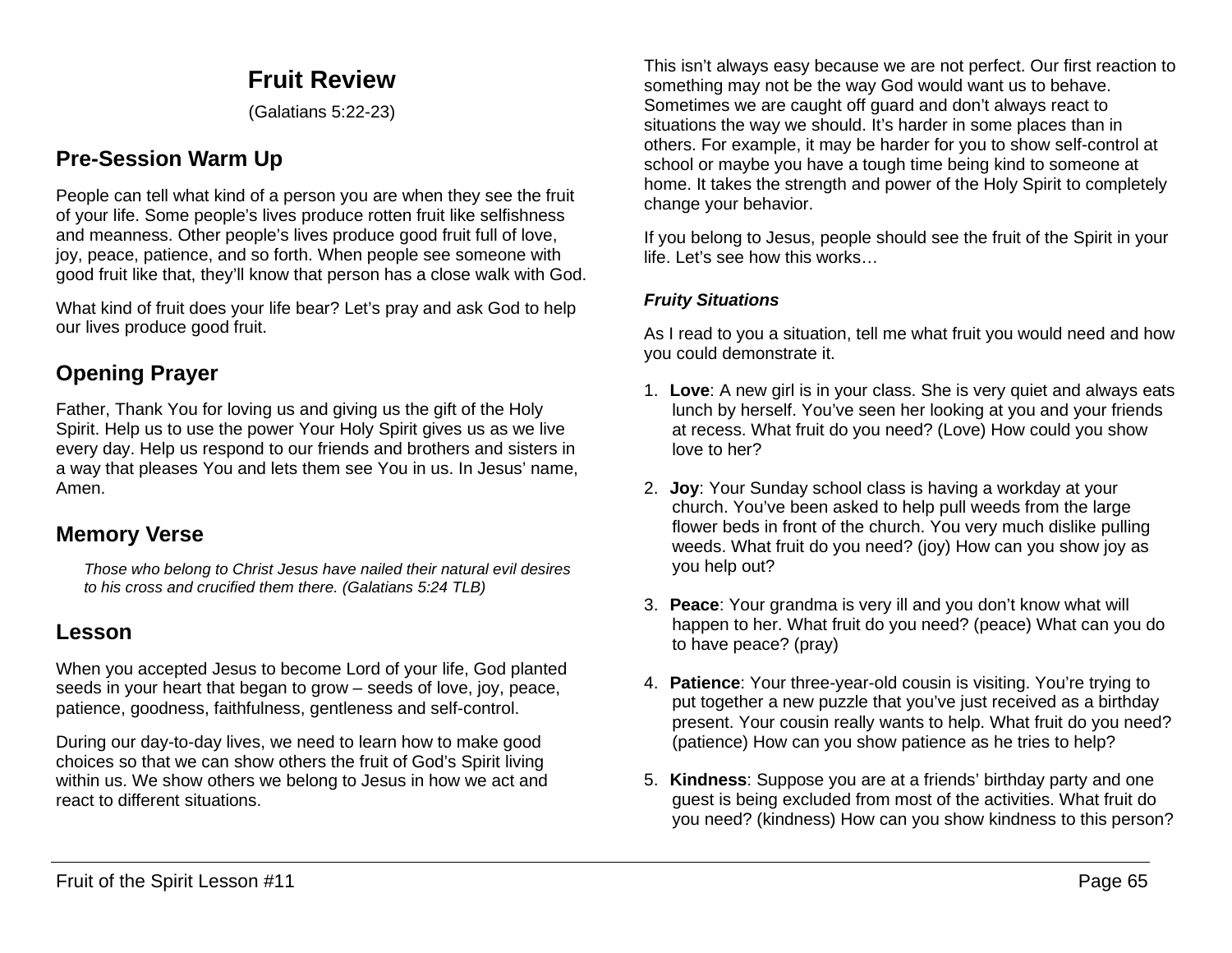# Fruit Review

(Galatians 5:22-23)

## Pre-Session Warm Up

People can tell what kind of a person you are when they see the fruit of your life. Some people's lives produce rotten fruit like selfishness and meanness. Other people's lives produce good fruit full of love, joy, peace, patience, and so forth. When people see someone with good fruit like that, they'll know that person has a close walk with God.

What kind of fruit does your life bear? Let's pray and ask God to help our lives produce good fruit.

## Opening Prayer

Father, Thank You for loving us and giving us the gift of the Holy Spirit. Help us to use the power Your Holy Spirit gives us as we live every day. Help us respond to our friends and brothers and sisters in a way that pleases You and lets them see You in us. In Jesus' name, Amen.

## Memory Verse

*Those who belong to Christ Jesus have nailed their natural evil desires to his cross and crucified them there. (Galatians 5:24 TLB)*

## Lesson

When you accepted Jesus to become Lord of your life, God planted seeds in your heart that began to grow – seeds of love, joy, peace, patience, goodness, faithfulness, gentleness and self-control.

During our day-to-day lives, we need to learn how to make good choices so that we can show others the fruit of God's Spirit living within us. We show others we belong to Jesus in how we act and react to different situations.

This isn't always easy because we are not perfect. Our first reaction to something may not be the way God would want us to behave. Sometimes we are caught off guard and don't always react to situations the way we should. It's harder in some places than in others. For example, it may be harder for you to show self-control at school or maybe you have a tough time being kind to someone at home. It takes the strength and power of the Holy Spirit to completely change your behavior.

If you belong to Jesus, people should see the fruit of the Spirit in your life. Let's see how this works…

***Fruity Situations***

As I read to you a situation, tell me what fruit you would need and how you could demonstrate it.

1. **Love**: A new girl is in your class. She is very quiet and always eats lunch by herself. You've seen her looking at you and your friends at recess. What fruit do you need? (Love) How could you show love to her?

2. **Joy**: Your Sunday school class is having a workday at your church. You've been asked to help pull weeds from the large flower beds in front of the church. You very much dislike pulling weeds. What fruit do you need? (joy) How can you show joy as you help out?

3. **Peace**: Your grandma is very ill and you don't know what will happen to her. What fruit do you need? (peace) What can you do to have peace? (pray)

4. **Patience**: Your three-year-old cousin is visiting. You're trying to put together a new puzzle that you've just received as a birthday present. Your cousin really wants to help. What fruit do you need? (patience) How can you show patience as he tries to help?

5. **Kindness**: Suppose you are at a friends' birthday party and one guest is being excluded from most of the activities. What fruit do you need? (kindness) How can you show kindness to this person?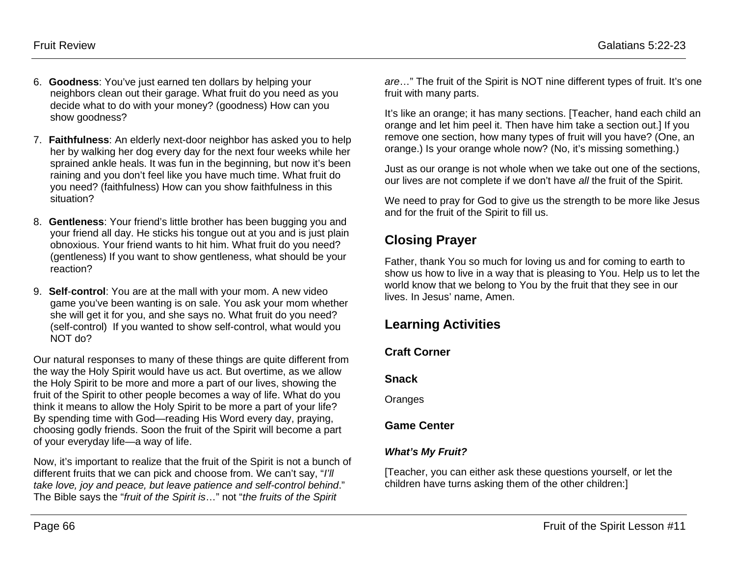6. **Goodness**: You've just earned ten dollars by helping your neighbors clean out their garage. What fruit do you need as you decide what to do with your money? (goodness) How can you show goodness?

7. **Faithfulness**: An elderly next-door neighbor has asked you to help her by walking her dog every day for the next four weeks while her sprained ankle heals. It was fun in the beginning, but now it's been raining and you don't feel like you have much time. What fruit do you need? (faithfulness) How can you show faithfulness in this situation?

8. **Gentleness**: Your friend's little brother has been bugging you and your friend all day. He sticks his tongue out at you and is just plain obnoxious. Your friend wants to hit him. What fruit do you need? (gentleness) If you want to show gentleness, what should be your reaction?

9. **Self-control**: You are at the mall with your mom. A new video game you've been wanting is on sale. You ask your mom whether she will get it for you, and she says no. What fruit do you need? (self-control) If you wanted to show self-control, what would you NOT do?

Our natural responses to many of these things are quite different from the way the Holy Spirit would have us act. But overtime, as we allow the Holy Spirit to be more and more a part of our lives, showing the fruit of the Spirit to other people becomes a way of life. What do you think it means to allow the Holy Spirit to be more a part of your life? By spending time with God—reading His Word every day, praying, choosing godly friends. Soon the fruit of the Spirit will become a part of your everyday life—a way of life.

Now, it's important to realize that the fruit of the Spirit is not a bunch of different fruits that we can pick and choose from. We can't say, "*I'll take love, joy and peace, but leave patience and self-control behind*." The Bible says the "*fruit of the Spirit is*…" not "*the fruits of the Spirit are*…" The fruit of the Spirit is NOT nine different types of fruit. It's one fruit with many parts.

It's like an orange; it has many sections. [Teacher, hand each child an orange and let him peel it. Then have him take a section out.] If you remove one section, how many types of fruit will you have? (One, an orange.) Is your orange whole now? (No, it's missing something.)

Just as our orange is not whole when we take out one of the sections, our lives are not complete if we don't have *all* the fruit of the Spirit.

We need to pray for God to give us the strength to be more like Jesus and for the fruit of the Spirit to fill us.

## Closing Prayer

Father, thank You so much for loving us and for coming to earth to show us how to live in a way that is pleasing to You. Help us to let the world know that we belong to You by the fruit that they see in our lives. In Jesus' name, Amen.

## Learning Activities

### Craft Corner

### Snack

Oranges

### Game Center

#### *What's My Fruit?*

[Teacher, you can either ask these questions yourself, or let the children have turns asking them of the other children:]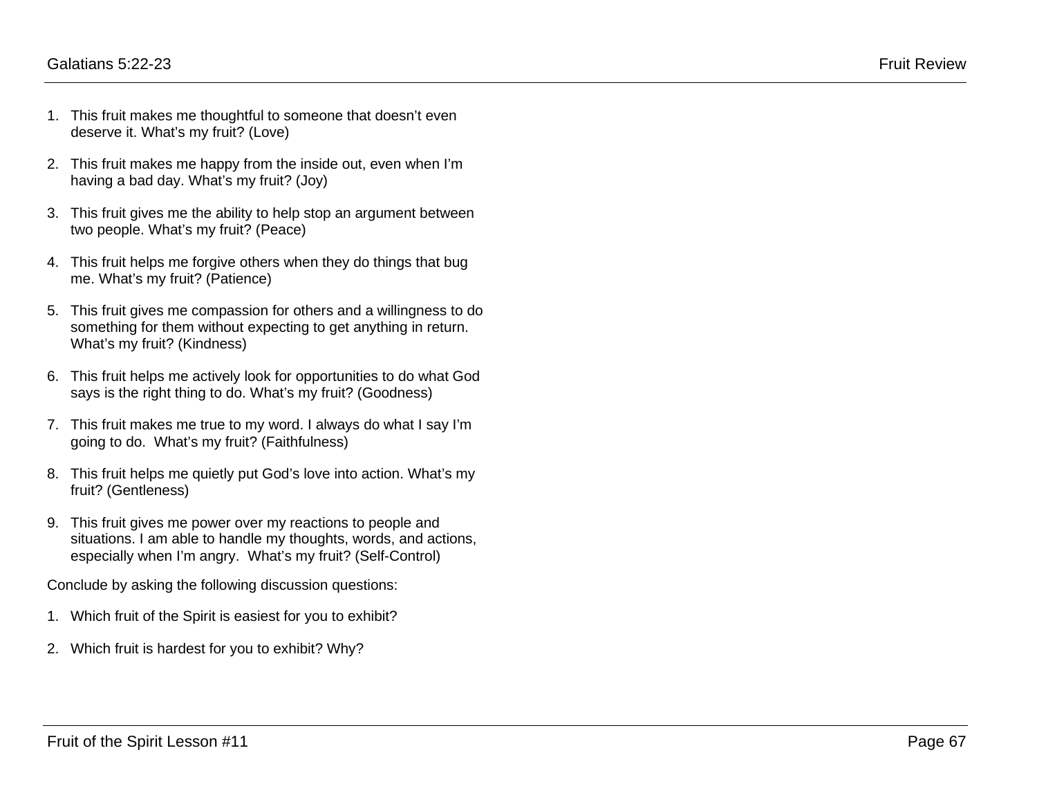1. This fruit makes me thoughtful to someone that doesn't even deserve it. What's my fruit? (Love)

2. This fruit makes me happy from the inside out, even when I'm having a bad day. What's my fruit? (Joy)

3. This fruit gives me the ability to help stop an argument between two people. What's my fruit? (Peace)

4. This fruit helps me forgive others when they do things that bug me. What's my fruit? (Patience)

5. This fruit gives me compassion for others and a willingness to do something for them without expecting to get anything in return. What's my fruit? (Kindness)

6. This fruit helps me actively look for opportunities to do what God says is the right thing to do. What's my fruit? (Goodness)

7. This fruit makes me true to my word. I always do what I say I'm going to do. What's my fruit? (Faithfulness)

8. This fruit helps me quietly put God's love into action. What's my fruit? (Gentleness)

9. This fruit gives me power over my reactions to people and situations. I am able to handle my thoughts, words, and actions, especially when I'm angry. What's my fruit? (Self-Control)

Conclude by asking the following discussion questions:

1. Which fruit of the Spirit is easiest for you to exhibit?

2. Which fruit is hardest for you to exhibit? Why?